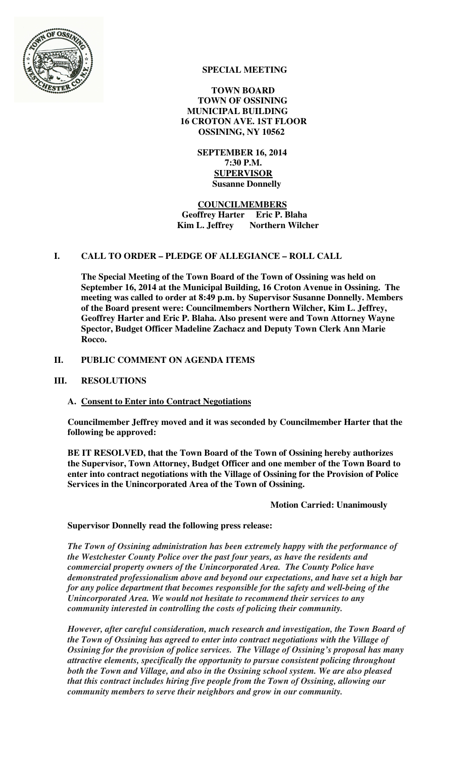**SPECIAL MEETING**

**TOWN BOARD**
**TOWN OF OSSINING**
**MUNICIPAL BUILDING**
**16 CROTON AVE. 1ST FLOOR**
**OSSINING, NY 10562**

**SEPTEMBER 16, 2014**
**7:30 P.M.**
**SUPERVISOR**
**Susanne Donnelly**

**COUNCILMEMBERS**
**Geoffrey Harter Eric P. Blaha**
**Kim L. Jeffrey Northern Wilcher**

## I. CALL TO ORDER – PLEDGE OF ALLEGIANCE – ROLL CALL

**The Special Meeting of the Town Board of the Town of Ossining was held on September 16, 2014 at the Municipal Building, 16 Croton Avenue in Ossining. The meeting was called to order at 8:49 p.m. by Supervisor Susanne Donnelly. Members of the Board present were: Councilmembers Northern Wilcher, Kim L. Jeffrey, Geoffrey Harter and Eric P. Blaha. Also present were and Town Attorney Wayne Spector, Budget Officer Madeline Zachacz and Deputy Town Clerk Ann Marie Rocco.**

## II. PUBLIC COMMENT ON AGENDA ITEMS

## III. RESOLUTIONS

### A. Consent to Enter into Contract Negotiations

**Councilmember Jeffrey moved and it was seconded by Councilmember Harter that the following be approved:**

**BE IT RESOLVED, that the Town Board of the Town of Ossining hereby authorizes the Supervisor, Town Attorney, Budget Officer and one member of the Town Board to enter into contract negotiations with the Village of Ossining for the Provision of Police Services in the Unincorporated Area of the Town of Ossining.**

**Motion Carried: Unanimously**

**Supervisor Donnelly read the following press release:**

***The Town of Ossining administration has been extremely happy with the performance of the Westchester County Police over the past four years, as have the residents and commercial property owners of the Unincorporated Area. The County Police have demonstrated professionalism above and beyond our expectations, and have set a high bar for any police department that becomes responsible for the safety and well-being of the Unincorporated Area. We would not hesitate to recommend their services to any community interested in controlling the costs of policing their community.***

***However, after careful consideration, much research and investigation, the Town Board of the Town of Ossining has agreed to enter into contract negotiations with the Village of Ossining for the provision of police services. The Village of Ossining's proposal has many attractive elements, specifically the opportunity to pursue consistent policing throughout both the Town and Village, and also in the Ossining school system. We are also pleased that this contract includes hiring five people from the Town of Ossining, allowing our community members to serve their neighbors and grow in our community.***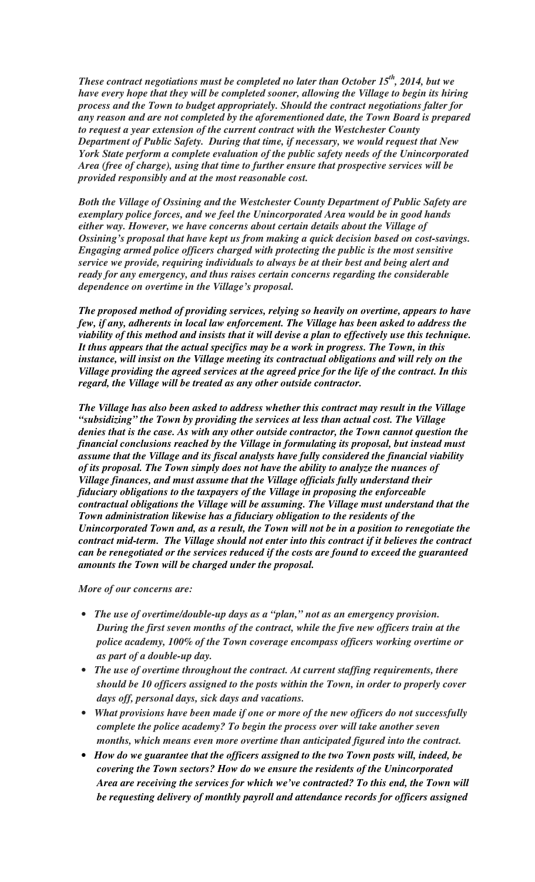*These contract negotiations must be completed no later than October 15th, 2014, but we have every hope that they will be completed sooner, allowing the Village to begin its hiring process and the Town to budget appropriately. Should the contract negotiations falter for any reason and are not completed by the aforementioned date, the Town Board is prepared to request a year extension of the current contract with the Westchester County Department of Public Safety. During that time, if necessary, we would request that New York State perform a complete evaluation of the public safety needs of the Unincorporated Area (free of charge), using that time to further ensure that prospective services will be provided responsibly and at the most reasonable cost.*

*Both the Village of Ossining and the Westchester County Department of Public Safety are exemplary police forces, and we feel the Unincorporated Area would be in good hands either way. However, we have concerns about certain details about the Village of Ossining's proposal that have kept us from making a quick decision based on cost-savings. Engaging armed police officers charged with protecting the public is the most sensitive service we provide, requiring individuals to always be at their best and being alert and ready for any emergency, and thus raises certain concerns regarding the considerable dependence on overtime in the Village's proposal.*

*The proposed method of providing services, relying so heavily on overtime, appears to have few, if any, adherents in local law enforcement. The Village has been asked to address the viability of this method and insists that it will devise a plan to effectively use this technique. It thus appears that the actual specifics may be a work in progress. The Town, in this instance, will insist on the Village meeting its contractual obligations and will rely on the Village providing the agreed services at the agreed price for the life of the contract. In this regard, the Village will be treated as any other outside contractor.*

*The Village has also been asked to address whether this contract may result in the Village "subsidizing" the Town by providing the services at less than actual cost. The Village denies that is the case. As with any other outside contractor, the Town cannot question the financial conclusions reached by the Village in formulating its proposal, but instead must assume that the Village and its fiscal analysts have fully considered the financial viability of its proposal. The Town simply does not have the ability to analyze the nuances of Village finances, and must assume that the Village officials fully understand their fiduciary obligations to the taxpayers of the Village in proposing the enforceable contractual obligations the Village will be assuming. The Village must understand that the Town administration likewise has a fiduciary obligation to the residents of the Unincorporated Town and, as a result, the Town will not be in a position to renegotiate the contract mid-term. The Village should not enter into this contract if it believes the contract can be renegotiated or the services reduced if the costs are found to exceed the guaranteed amounts the Town will be charged under the proposal.*

*More of our concerns are:*

- *The use of overtime/double-up days as a "plan," not as an emergency provision. During the first seven months of the contract, while the five new officers train at the police academy, 100% of the Town coverage encompass officers working overtime or as part of a double-up day.*
- *The use of overtime throughout the contract. At current staffing requirements, there should be 10 officers assigned to the posts within the Town, in order to properly cover days off, personal days, sick days and vacations.*
- *What provisions have been made if one or more of the new officers do not successfully complete the police academy? To begin the process over will take another seven months, which means even more overtime than anticipated figured into the contract.*
- *How do we guarantee that the officers assigned to the two Town posts will, indeed, be covering the Town sectors? How do we ensure the residents of the Unincorporated Area are receiving the services for which we've contracted? To this end, the Town will be requesting delivery of monthly payroll and attendance records for officers assigned*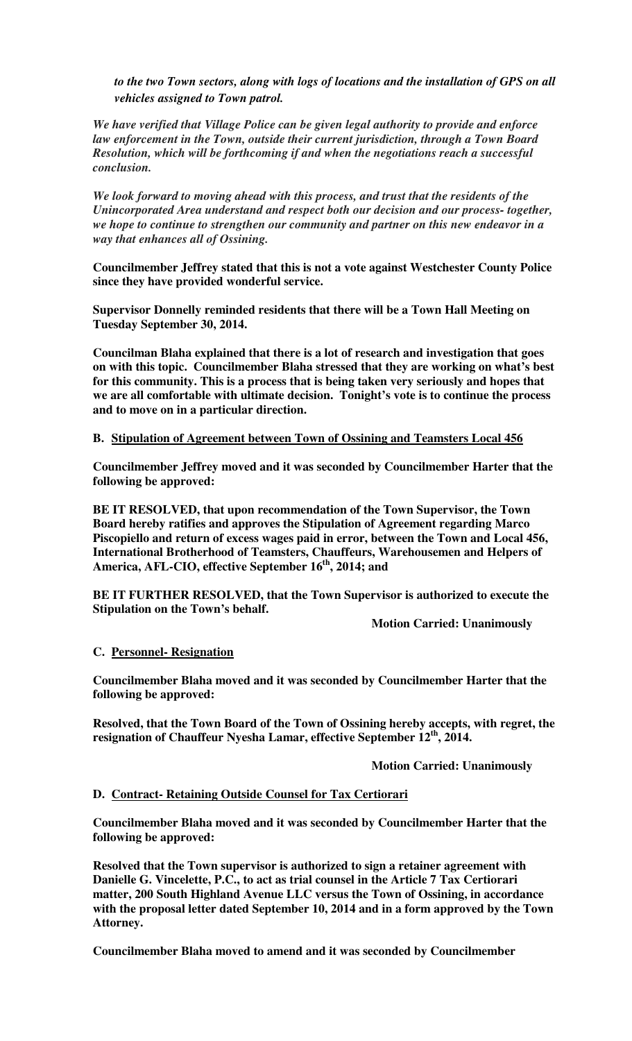*to the two Town sectors, along with logs of locations and the installation of GPS on all vehicles assigned to Town patrol.*

*We have verified that Village Police can be given legal authority to provide and enforce law enforcement in the Town, outside their current jurisdiction, through a Town Board Resolution, which will be forthcoming if and when the negotiations reach a successful conclusion.*

*We look forward to moving ahead with this process, and trust that the residents of the Unincorporated Area understand and respect both our decision and our process- together, we hope to continue to strengthen our community and partner on this new endeavor in a way that enhances all of Ossining.*

**Councilmember Jeffrey stated that this is not a vote against Westchester County Police since they have provided wonderful service.**

**Supervisor Donnelly reminded residents that there will be a Town Hall Meeting on Tuesday September 30, 2014.**

**Councilman Blaha explained that there is a lot of research and investigation that goes on with this topic. Councilmember Blaha stressed that they are working on what's best for this community. This is a process that is being taken very seriously and hopes that we are all comfortable with ultimate decision. Tonight's vote is to continue the process and to move on in a particular direction.**

**B. Stipulation of Agreement between Town of Ossining and Teamsters Local 456**

**Councilmember Jeffrey moved and it was seconded by Councilmember Harter that the following be approved:**

**BE IT RESOLVED, that upon recommendation of the Town Supervisor, the Town Board hereby ratifies and approves the Stipulation of Agreement regarding Marco Piscopiello and return of excess wages paid in error, between the Town and Local 456, International Brotherhood of Teamsters, Chauffeurs, Warehousemen and Helpers of America, AFL-CIO, effective September 16th, 2014; and**

**BE IT FURTHER RESOLVED, that the Town Supervisor is authorized to execute the Stipulation on the Town's behalf.**

**Motion Carried: Unanimously**

**C. Personnel- Resignation**

**Councilmember Blaha moved and it was seconded by Councilmember Harter that the following be approved:**

**Resolved, that the Town Board of the Town of Ossining hereby accepts, with regret, the resignation of Chauffeur Nyesha Lamar, effective September 12th, 2014.**

**Motion Carried: Unanimously**

**D. Contract- Retaining Outside Counsel for Tax Certiorari**

**Councilmember Blaha moved and it was seconded by Councilmember Harter that the following be approved:**

**Resolved that the Town supervisor is authorized to sign a retainer agreement with Danielle G. Vincelette, P.C., to act as trial counsel in the Article 7 Tax Certiorari matter, 200 South Highland Avenue LLC versus the Town of Ossining, in accordance with the proposal letter dated September 10, 2014 and in a form approved by the Town Attorney.**

**Councilmember Blaha moved to amend and it was seconded by Councilmember**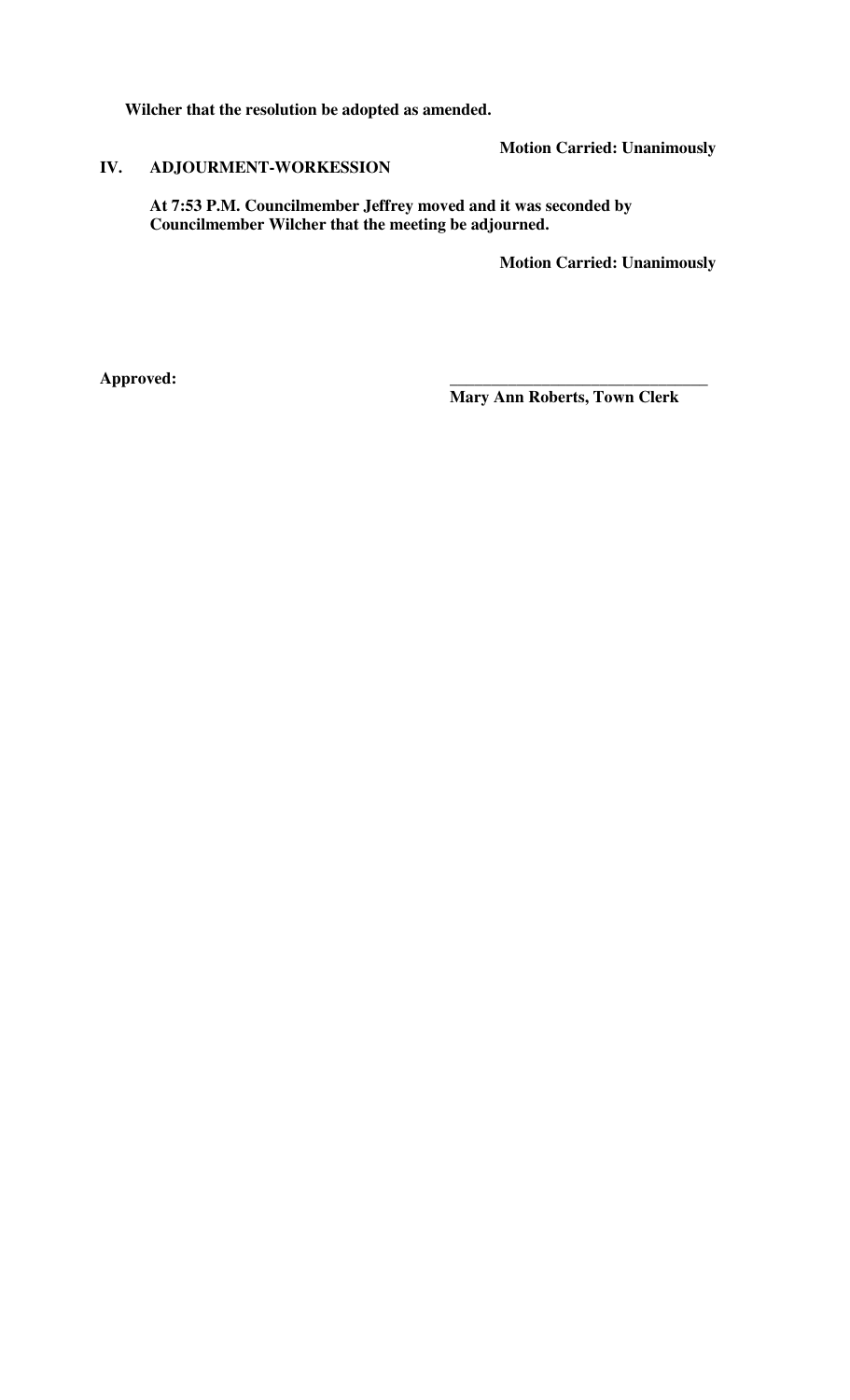**Wilcher that the resolution be adopted as amended.**

**Motion Carried: Unanimously**

## IV. ADJOURMENT-WORKESSION

**At 7:53 P.M. Councilmember Jeffrey moved and it was seconded by Councilmember Wilcher that the meeting be adjourned.**

**Motion Carried: Unanimously**

**Approved:** ________________________________

**Mary Ann Roberts, Town Clerk**